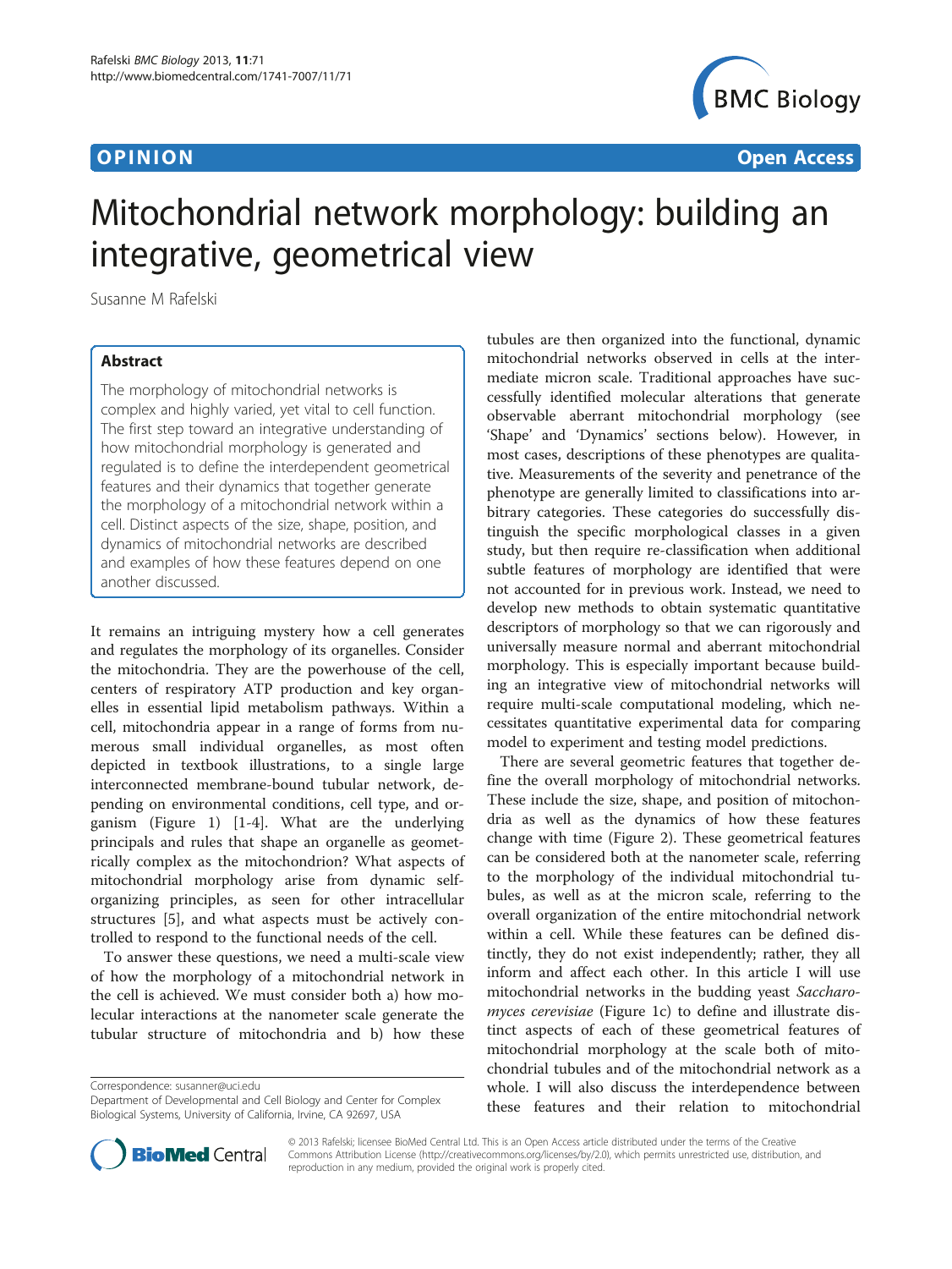**OPINION** **Open Access**

# Mitochondrial network morphology: building an integrative, geometrical view

Susanne M Rafelski

## Abstract

The morphology of mitochondrial networks is complex and highly varied, yet vital to cell function. The first step toward an integrative understanding of how mitochondrial morphology is generated and regulated is to define the interdependent geometrical features and their dynamics that together generate the morphology of a mitochondrial network within a cell. Distinct aspects of the size, shape, position, and dynamics of mitochondrial networks are described and examples of how these features depend on one another discussed.

It remains an intriguing mystery how a cell generates and regulates the morphology of its organelles. Consider the mitochondria. They are the powerhouse of the cell, centers of respiratory ATP production and key organelles in essential lipid metabolism pathways. Within a cell, mitochondria appear in a range of forms from numerous small individual organelles, as most often depicted in textbook illustrations, to a single large interconnected membrane-bound tubular network, depending on environmental conditions, cell type, and organism (Figure 1) [1-4]. What are the underlying principals and rules that shape an organelle as geometrically complex as the mitochondrion? What aspects of mitochondrial morphology arise from dynamic self-organizing principles, as seen for other intracellular structures [5], and what aspects must be actively controlled to respond to the functional needs of the cell.

To answer these questions, we need a multi-scale view of how the morphology of a mitochondrial network in the cell is achieved. We must consider both a) how molecular interactions at the nanometer scale generate the tubular structure of mitochondria and b) how these tubules are then organized into the functional, dynamic mitochondrial networks observed in cells at the intermediate micron scale. Traditional approaches have successfully identified molecular alterations that generate observable aberrant mitochondrial morphology (see 'Shape' and 'Dynamics' sections below). However, in most cases, descriptions of these phenotypes are qualitative. Measurements of the severity and penetrance of the phenotype are generally limited to classifications into arbitrary categories. These categories do successfully distinguish the specific morphological classes in a given study, but then require re-classification when additional subtle features of morphology are identified that were not accounted for in previous work. Instead, we need to develop new methods to obtain systematic quantitative descriptors of morphology so that we can rigorously and universally measure normal and aberrant mitochondrial morphology. This is especially important because building an integrative view of mitochondrial networks will require multi-scale computational modeling, which necessitates quantitative experimental data for comparing model to experiment and testing model predictions.

There are several geometric features that together define the overall morphology of mitochondrial networks. These include the size, shape, and position of mitochondria as well as the dynamics of how these features change with time (Figure 2). These geometrical features can be considered both at the nanometer scale, referring to the morphology of the individual mitochondrial tubules, as well as at the micron scale, referring to the overall organization of the entire mitochondrial network within a cell. While these features can be defined distinctly, they do not exist independently; rather, they all inform and affect each other. In this article I will use mitochondrial networks in the budding yeast *Saccharomyces cerevisiae* (Figure 1c) to define and illustrate distinct aspects of each of these geometrical features of mitochondrial morphology at the scale both of mitochondrial tubules and of the mitochondrial network as a whole. I will also discuss the interdependence between these features and their relation to mitochondrial

Correspondence: susanner@uci.edu
Department of Developmental and Cell Biology and Center for Complex Biological Systems, University of California, Irvine, CA 92697, USA

© 2013 Rafelski; licensee BioMed Central Ltd. This is an Open Access article distributed under the terms of the Creative Commons Attribution License (http://creativecommons.org/licenses/by/2.0), which permits unrestricted use, distribution, and reproduction in any medium, provided the original work is properly cited.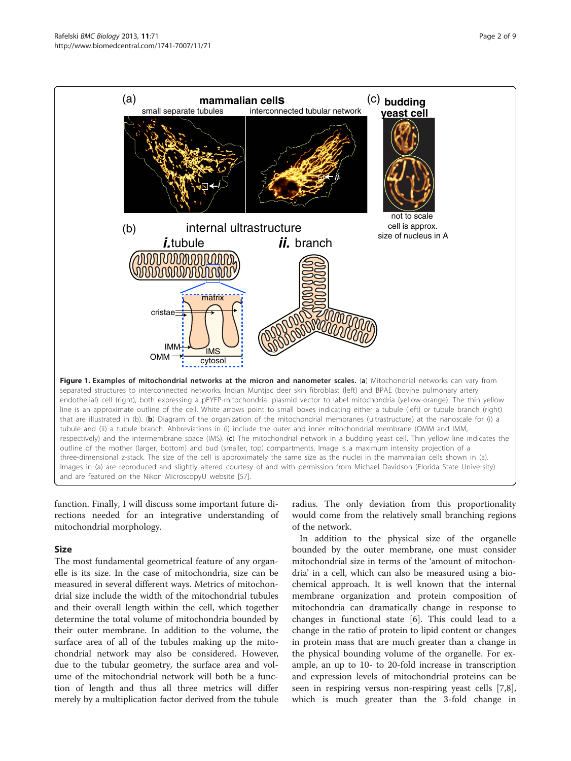(a) **mammalian cells**

small separate tubules

interconnected tubular network

i

ii

(c) **budding yeast cell**

not to scale
cell is approx.
size of nucleus in A

(b) internal ultrastructure

***i.*** **tubule**

***ii.*** **branch**

matrix

cristae

IMM

OMM

IMS

cytosol

**Figure 1. Examples of mitochondrial networks at the micron and nanometer scales.** (**a**) Mitochondrial networks can vary from separated structures to interconnected networks. Indian Muntjac deer skin fibroblast (left) and BPAE (bovine pulmonary artery endothelial) cell (right), both expressing a pEYFP-mitochondrial plasmid vector to label mitochondria (yellow-orange). The thin yellow line is an approximate outline of the cell. White arrows point to small boxes indicating either a tubule (left) or tubule branch (right) that are illustrated in (b). (**b**) Diagram of the organization of the mitochondrial membranes (ultrastructure) at the nanoscale for (i) a tubule and (ii) a tubule branch. Abbreviations in (i) include the outer and inner mitochondrial membrane (OMM and IMM, respectively) and the intermembrane space (IMS). (**c**) The mitochondrial network in a budding yeast cell. Thin yellow line indicates the outline of the mother (larger, bottom) and bud (smaller, top) compartments. Image is a maximum intensity projection of a three-dimensional z-stack. The size of the cell is approximately the same size as the nuclei in the mammalian cells shown in (a). Images in (a) are reproduced and slightly altered courtesy of and with permission from Michael Davidson (Florida State University) and are featured on the Nikon MicroscopyU website [57].

function. Finally, I will discuss some important future directions needed for an integrative understanding of mitochondrial morphology.

## Size

The most fundamental geometrical feature of any organelle is its size. In the case of mitochondria, size can be measured in several different ways. Metrics of mitochondrial size include the width of the mitochondrial tubules and their overall length within the cell, which together determine the total volume of mitochondria bounded by their outer membrane. In addition to the volume, the surface area of all of the tubules making up the mitochondrial network may also be considered. However, due to the tubular geometry, the surface area and volume of the mitochondrial network will both be a function of length and thus all three metrics will differ merely by a multiplication factor derived from the tubule radius. The only deviation from this proportionality would come from the relatively small branching regions of the network.

In addition to the physical size of the organelle bounded by the outer membrane, one must consider mitochondrial size in terms of the 'amount of mitochondria' in a cell, which can also be measured using a biochemical approach. It is well known that the internal membrane organization and protein composition of mitochondria can dramatically change in response to changes in functional state [6]. This could lead to a change in the ratio of protein to lipid content or changes in protein mass that are much greater than a change in the physical bounding volume of the organelle. For example, an up to 10- to 20-fold increase in transcription and expression levels of mitochondrial proteins can be seen in respiring versus non-respiring yeast cells [7,8], which is much greater than the 3-fold change in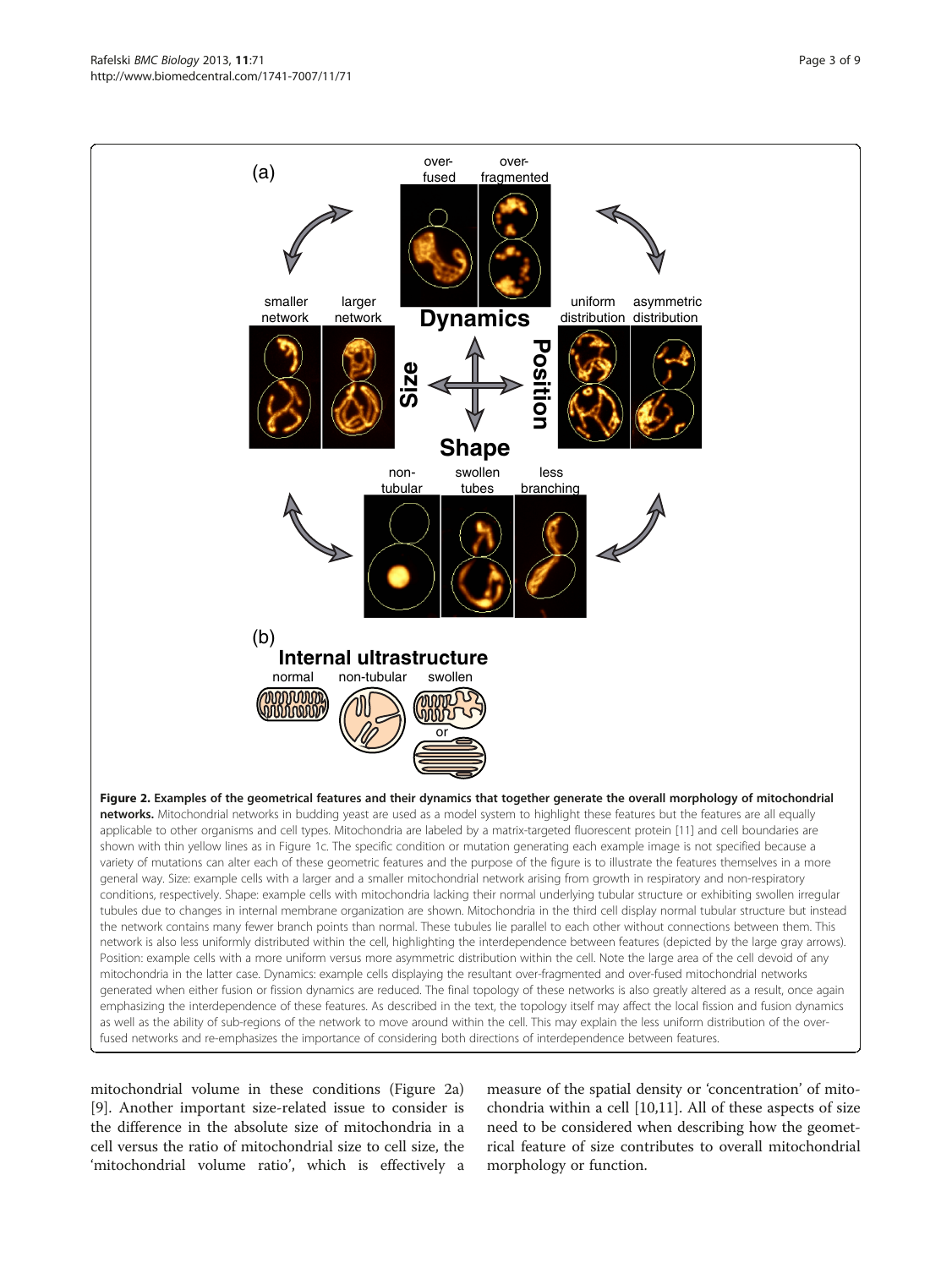(a)

over-fused

over-fragmented

smaller network

larger network

Dynamics

uniform distribution

asymmetric distribution

Size

Position

Shape

non-tubular

swollen tubes

less branching

(b)

Internal ultrastructure

normal

non-tubular

swollen

or

**Figure 2. Examples of the geometrical features and their dynamics that together generate the overall morphology of mitochondrial networks.** Mitochondrial networks in budding yeast are used as a model system to highlight these features but the features are all equally applicable to other organisms and cell types. Mitochondria are labeled by a matrix-targeted fluorescent protein [11] and cell boundaries are shown with thin yellow lines as in Figure 1c. The specific condition or mutation generating each example image is not specified because a variety of mutations can alter each of these geometric features and the purpose of the figure is to illustrate the features themselves in a more general way. Size: example cells with a larger and a smaller mitochondrial network arising from growth in respiratory and non-respiratory conditions, respectively. Shape: example cells with mitochondria lacking their normal underlying tubular structure or exhibiting swollen irregular tubules due to changes in internal membrane organization are shown. Mitochondria in the third cell display normal tubular structure but instead the network contains many fewer branch points than normal. These tubules lie parallel to each other without connections between them. This network is also less uniformly distributed within the cell, highlighting the interdependence between features (depicted by the large gray arrows). Position: example cells with a more uniform versus more asymmetric distribution within the cell. Note the large area of the cell devoid of any mitochondria in the latter case. Dynamics: example cells displaying the resultant over-fragmented and over-fused mitochondrial networks generated when either fusion or fission dynamics are reduced. The final topology of these networks is also greatly altered as a result, once again emphasizing the interdependence of these features. As described in the text, the topology itself may affect the local fission and fusion dynamics as well as the ability of sub-regions of the network to move around within the cell. This may explain the less uniform distribution of the over-fused networks and re-emphasizes the importance of considering both directions of interdependence between features.

mitochondrial volume in these conditions (Figure 2a) [9]. Another important size-related issue to consider is the difference in the absolute size of mitochondria in a cell versus the ratio of mitochondrial size to cell size, the 'mitochondrial volume ratio', which is effectively a measure of the spatial density or 'concentration' of mitochondria within a cell [10,11]. All of these aspects of size need to be considered when describing how the geometrical feature of size contributes to overall mitochondrial morphology or function.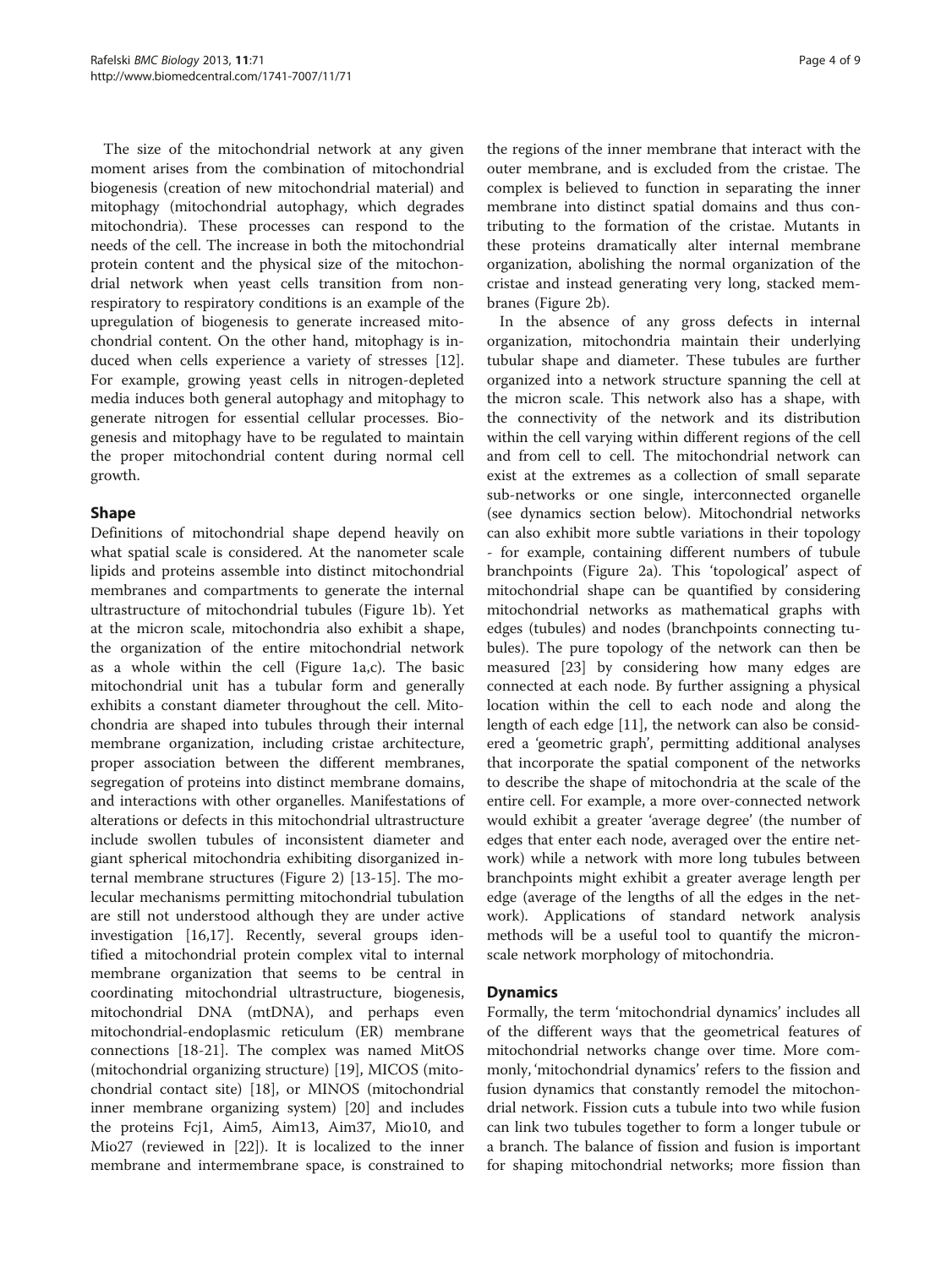The size of the mitochondrial network at any given moment arises from the combination of mitochondrial biogenesis (creation of new mitochondrial material) and mitophagy (mitochondrial autophagy, which degrades mitochondria). These processes can respond to the needs of the cell. The increase in both the mitochondrial protein content and the physical size of the mitochondrial network when yeast cells transition from non-respiratory to respiratory conditions is an example of the upregulation of biogenesis to generate increased mitochondrial content. On the other hand, mitophagy is induced when cells experience a variety of stresses [12]. For example, growing yeast cells in nitrogen-depleted media induces both general autophagy and mitophagy to generate nitrogen for essential cellular processes. Biogenesis and mitophagy have to be regulated to maintain the proper mitochondrial content during normal cell growth.

## Shape

Definitions of mitochondrial shape depend heavily on what spatial scale is considered. At the nanometer scale lipids and proteins assemble into distinct mitochondrial membranes and compartments to generate the internal ultrastructure of mitochondrial tubules (Figure 1b). Yet at the micron scale, mitochondria also exhibit a shape, the organization of the entire mitochondrial network as a whole within the cell (Figure 1a,c). The basic mitochondrial unit has a tubular form and generally exhibits a constant diameter throughout the cell. Mitochondria are shaped into tubules through their internal membrane organization, including cristae architecture, proper association between the different membranes, segregation of proteins into distinct membrane domains, and interactions with other organelles. Manifestations of alterations or defects in this mitochondrial ultrastructure include swollen tubules of inconsistent diameter and giant spherical mitochondria exhibiting disorganized internal membrane structures (Figure 2) [13-15]. The molecular mechanisms permitting mitochondrial tubulation are still not understood although they are under active investigation [16,17]. Recently, several groups identified a mitochondrial protein complex vital to internal membrane organization that seems to be central in coordinating mitochondrial ultrastructure, biogenesis, mitochondrial DNA (mtDNA), and perhaps even mitochondrial-endoplasmic reticulum (ER) membrane connections [18-21]. The complex was named MitOS (mitochondrial organizing structure) [19], MICOS (mitochondrial contact site) [18], or MINOS (mitochondrial inner membrane organizing system) [20] and includes the proteins Fcj1, Aim5, Aim13, Aim37, Mio10, and Mio27 (reviewed in [22]). It is localized to the inner membrane and intermembrane space, is constrained to the regions of the inner membrane that interact with the outer membrane, and is excluded from the cristae. The complex is believed to function in separating the inner membrane into distinct spatial domains and thus contributing to the formation of the cristae. Mutants in these proteins dramatically alter internal membrane organization, abolishing the normal organization of the cristae and instead generating very long, stacked membranes (Figure 2b).

In the absence of any gross defects in internal organization, mitochondria maintain their underlying tubular shape and diameter. These tubules are further organized into a network structure spanning the cell at the micron scale. This network also has a shape, with the connectivity of the network and its distribution within the cell varying within different regions of the cell and from cell to cell. The mitochondrial network can exist at the extremes as a collection of small separate sub-networks or one single, interconnected organelle (see dynamics section below). Mitochondrial networks can also exhibit more subtle variations in their topology - for example, containing different numbers of tubule branchpoints (Figure 2a). This 'topological' aspect of mitochondrial shape can be quantified by considering mitochondrial networks as mathematical graphs with edges (tubules) and nodes (branchpoints connecting tubules). The pure topology of the network can then be measured [23] by considering how many edges are connected at each node. By further assigning a physical location within the cell to each node and along the length of each edge [11], the network can also be considered a 'geometric graph', permitting additional analyses that incorporate the spatial component of the networks to describe the shape of mitochondria at the scale of the entire cell. For example, a more over-connected network would exhibit a greater 'average degree' (the number of edges that enter each node, averaged over the entire network) while a network with more long tubules between branchpoints might exhibit a greater average length per edge (average of the lengths of all the edges in the network). Applications of standard network analysis methods will be a useful tool to quantify the micron-scale network morphology of mitochondria.

## Dynamics

Formally, the term 'mitochondrial dynamics' includes all of the different ways that the geometrical features of mitochondrial networks change over time. More commonly, 'mitochondrial dynamics' refers to the fission and fusion dynamics that constantly remodel the mitochondrial network. Fission cuts a tubule into two while fusion can link two tubules together to form a longer tubule or a branch. The balance of fission and fusion is important for shaping mitochondrial networks; more fission than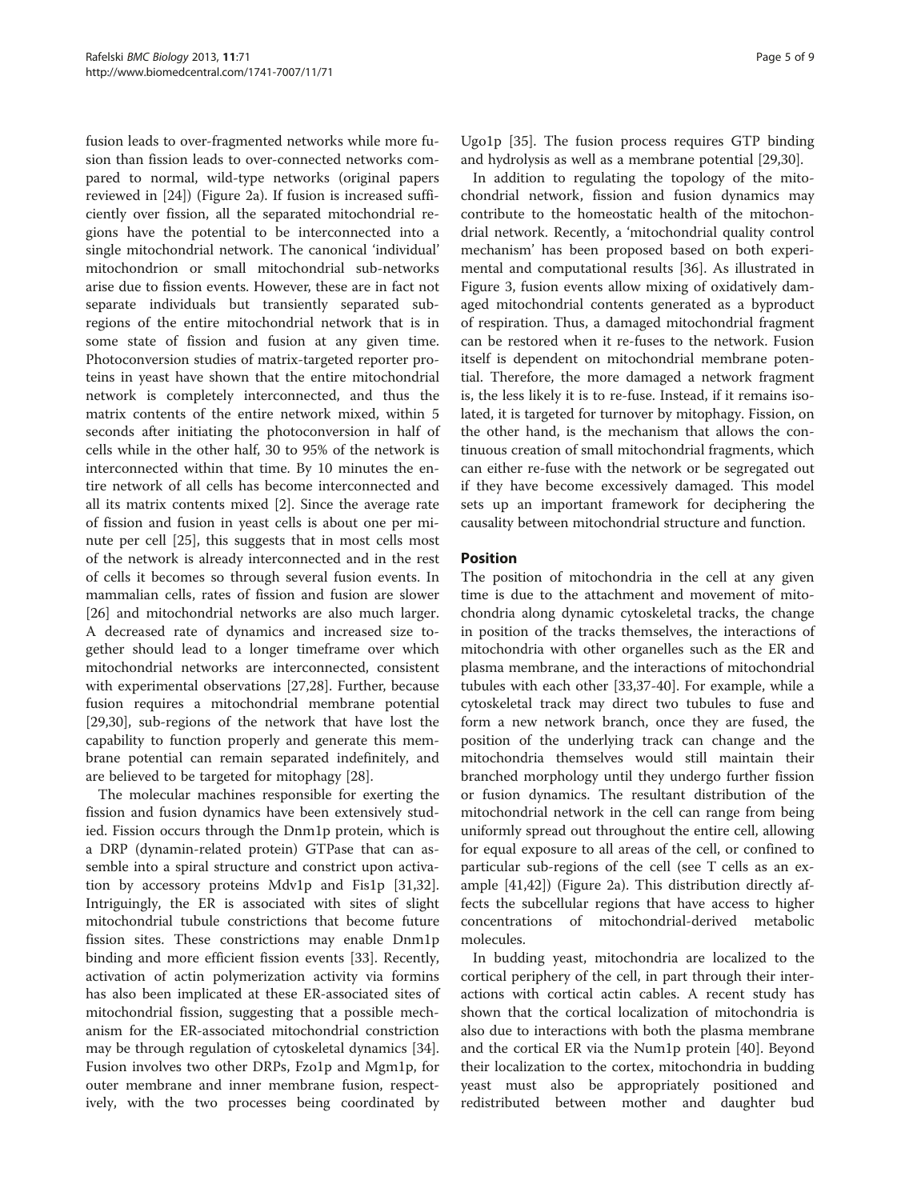fusion leads to over-fragmented networks while more fusion than fission leads to over-connected networks compared to normal, wild-type networks (original papers reviewed in [24]) (Figure 2a). If fusion is increased sufficiently over fission, all the separated mitochondrial regions have the potential to be interconnected into a single mitochondrial network. The canonical 'individual' mitochondrion or small mitochondrial sub-networks arise due to fission events. However, these are in fact not separate individuals but transiently separated subregions of the entire mitochondrial network that is in some state of fission and fusion at any given time. Photoconversion studies of matrix-targeted reporter proteins in yeast have shown that the entire mitochondrial network is completely interconnected, and thus the matrix contents of the entire network mixed, within 5 seconds after initiating the photoconversion in half of cells while in the other half, 30 to 95% of the network is interconnected within that time. By 10 minutes the entire network of all cells has become interconnected and all its matrix contents mixed [2]. Since the average rate of fission and fusion in yeast cells is about one per minute per cell [25], this suggests that in most cells most of the network is already interconnected and in the rest of cells it becomes so through several fusion events. In mammalian cells, rates of fission and fusion are slower [26] and mitochondrial networks are also much larger. A decreased rate of dynamics and increased size together should lead to a longer timeframe over which mitochondrial networks are interconnected, consistent with experimental observations [27,28]. Further, because fusion requires a mitochondrial membrane potential [29,30], sub-regions of the network that have lost the capability to function properly and generate this membrane potential can remain separated indefinitely, and are believed to be targeted for mitophagy [28].

The molecular machines responsible for exerting the fission and fusion dynamics have been extensively studied. Fission occurs through the Dnm1p protein, which is a DRP (dynamin-related protein) GTPase that can assemble into a spiral structure and constrict upon activation by accessory proteins Mdv1p and Fis1p [31,32]. Intriguingly, the ER is associated with sites of slight mitochondrial tubule constrictions that become future fission sites. These constrictions may enable Dnm1p binding and more efficient fission events [33]. Recently, activation of actin polymerization activity via formins has also been implicated at these ER-associated sites of mitochondrial fission, suggesting that a possible mechanism for the ER-associated mitochondrial constriction may be through regulation of cytoskeletal dynamics [34]. Fusion involves two other DRPs, Fzo1p and Mgm1p, for outer membrane and inner membrane fusion, respectively, with the two processes being coordinated by Ugo1p [35]. The fusion process requires GTP binding and hydrolysis as well as a membrane potential [29,30].

In addition to regulating the topology of the mitochondrial network, fission and fusion dynamics may contribute to the homeostatic health of the mitochondrial network. Recently, a 'mitochondrial quality control mechanism' has been proposed based on both experimental and computational results [36]. As illustrated in Figure 3, fusion events allow mixing of oxidatively damaged mitochondrial contents generated as a byproduct of respiration. Thus, a damaged mitochondrial fragment can be restored when it re-fuses to the network. Fusion itself is dependent on mitochondrial membrane potential. Therefore, the more damaged a network fragment is, the less likely it is to re-fuse. Instead, if it remains isolated, it is targeted for turnover by mitophagy. Fission, on the other hand, is the mechanism that allows the continuous creation of small mitochondrial fragments, which can either re-fuse with the network or be segregated out if they have become excessively damaged. This model sets up an important framework for deciphering the causality between mitochondrial structure and function.

## Position

The position of mitochondria in the cell at any given time is due to the attachment and movement of mitochondria along dynamic cytoskeletal tracks, the change in position of the tracks themselves, the interactions of mitochondria with other organelles such as the ER and plasma membrane, and the interactions of mitochondrial tubules with each other [33,37-40]. For example, while a cytoskeletal track may direct two tubules to fuse and form a new network branch, once they are fused, the position of the underlying track can change and the mitochondria themselves would still maintain their branched morphology until they undergo further fission or fusion dynamics. The resultant distribution of the mitochondrial network in the cell can range from being uniformly spread out throughout the entire cell, allowing for equal exposure to all areas of the cell, or confined to particular sub-regions of the cell (see T cells as an example [41,42]) (Figure 2a). This distribution directly affects the subcellular regions that have access to higher concentrations of mitochondrial-derived metabolic molecules.

In budding yeast, mitochondria are localized to the cortical periphery of the cell, in part through their interactions with cortical actin cables. A recent study has shown that the cortical localization of mitochondria is also due to interactions with both the plasma membrane and the cortical ER via the Num1p protein [40]. Beyond their localization to the cortex, mitochondria in budding yeast must also be appropriately positioned and redistributed between mother and daughter bud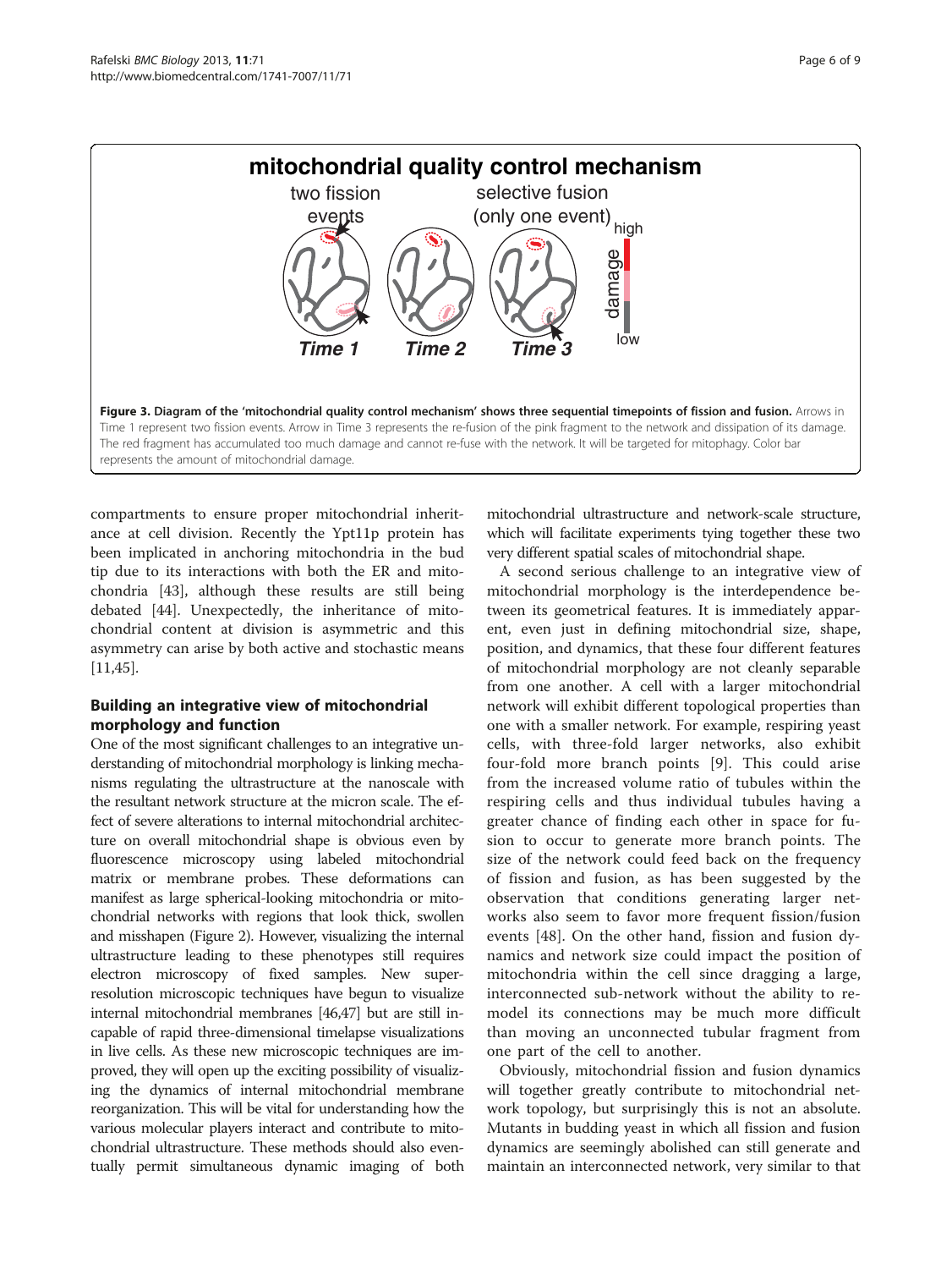mitochondrial quality control mechanism

two fission events

selective fusion (only one event)

high

damage

low

Time 1

Time 2

Time 3

**Figure 3. Diagram of the 'mitochondrial quality control mechanism' shows three sequential timepoints of fission and fusion.** Arrows in Time 1 represent two fission events. Arrow in Time 3 represents the re-fusion of the pink fragment to the network and dissipation of its damage. The red fragment has accumulated too much damage and cannot re-fuse with the network. It will be targeted for mitophagy. Color bar represents the amount of mitochondrial damage.

compartments to ensure proper mitochondrial inheritance at cell division. Recently the Ypt11p protein has been implicated in anchoring mitochondria in the bud tip due to its interactions with both the ER and mitochondria [43], although these results are still being debated [44]. Unexpectedly, the inheritance of mitochondrial content at division is asymmetric and this asymmetry can arise by both active and stochastic means [11,45].

## Building an integrative view of mitochondrial morphology and function

One of the most significant challenges to an integrative understanding of mitochondrial morphology is linking mechanisms regulating the ultrastructure at the nanoscale with the resultant network structure at the micron scale. The effect of severe alterations to internal mitochondrial architecture on overall mitochondrial shape is obvious even by fluorescence microscopy using labeled mitochondrial matrix or membrane probes. These deformations can manifest as large spherical-looking mitochondria or mitochondrial networks with regions that look thick, swollen and misshapen (Figure 2). However, visualizing the internal ultrastructure leading to these phenotypes still requires electron microscopy of fixed samples. New super-resolution microscopic techniques have begun to visualize internal mitochondrial membranes [46,47] but are still incapable of rapid three-dimensional timelapse visualizations in live cells. As these new microscopic techniques are improved, they will open up the exciting possibility of visualizing the dynamics of internal mitochondrial membrane reorganization. This will be vital for understanding how the various molecular players interact and contribute to mitochondrial ultrastructure. These methods should also eventually permit simultaneous dynamic imaging of both mitochondrial ultrastructure and network-scale structure, which will facilitate experiments tying together these two very different spatial scales of mitochondrial shape.

A second serious challenge to an integrative view of mitochondrial morphology is the interdependence between its geometrical features. It is immediately apparent, even just in defining mitochondrial size, shape, position, and dynamics, that these four different features of mitochondrial morphology are not cleanly separable from one another. A cell with a larger mitochondrial network will exhibit different topological properties than one with a smaller network. For example, respiring yeast cells, with three-fold larger networks, also exhibit four-fold more branch points [9]. This could arise from the increased volume ratio of tubules within the respiring cells and thus individual tubules having a greater chance of finding each other in space for fusion to occur to generate more branch points. The size of the network could feed back on the frequency of fission and fusion, as has been suggested by the observation that conditions generating larger networks also seem to favor more frequent fission/fusion events [48]. On the other hand, fission and fusion dynamics and network size could impact the position of mitochondria within the cell since dragging a large, interconnected sub-network without the ability to remodel its connections may be much more difficult than moving an unconnected tubular fragment from one part of the cell to another.

Obviously, mitochondrial fission and fusion dynamics will together greatly contribute to mitochondrial network topology, but surprisingly this is not an absolute. Mutants in budding yeast in which all fission and fusion dynamics are seemingly abolished can still generate and maintain an interconnected network, very similar to that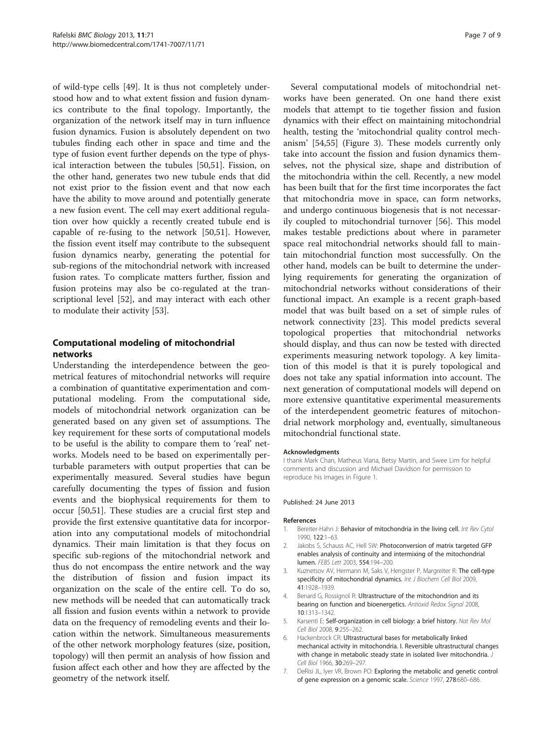of wild-type cells [49]. It is thus not completely understood how and to what extent fission and fusion dynamics contribute to the final topology. Importantly, the organization of the network itself may in turn influence fusion dynamics. Fusion is absolutely dependent on two tubules finding each other in space and time and the type of fusion event further depends on the type of physical interaction between the tubules [50,51]. Fission, on the other hand, generates two new tubule ends that did not exist prior to the fission event and that now each have the ability to move around and potentially generate a new fusion event. The cell may exert additional regulation over how quickly a recently created tubule end is capable of re-fusing to the network [50,51]. However, the fission event itself may contribute to the subsequent fusion dynamics nearby, generating the potential for sub-regions of the mitochondrial network with increased fusion rates. To complicate matters further, fission and fusion proteins may also be co-regulated at the transcriptional level [52], and may interact with each other to modulate their activity [53].

## Computational modeling of mitochondrial networks

Understanding the interdependence between the geometrical features of mitochondrial networks will require a combination of quantitative experimentation and computational modeling. From the computational side, models of mitochondrial network organization can be generated based on any given set of assumptions. The key requirement for these sorts of computational models to be useful is the ability to compare them to 'real' networks. Models need to be based on experimentally perturbable parameters with output properties that can be experimentally measured. Several studies have begun carefully documenting the types of fission and fusion events and the biophysical requirements for them to occur [50,51]. These studies are a crucial first step and provide the first extensive quantitative data for incorporation into any computational models of mitochondrial dynamics. Their main limitation is that they focus on specific sub-regions of the mitochondrial network and thus do not encompass the entire network and the way the distribution of fission and fusion impact its organization on the scale of the entire cell. To do so, new methods will be needed that can automatically track all fission and fusion events within a network to provide data on the frequency of remodeling events and their location within the network. Simultaneous measurements of the other network morphology features (size, position, topology) will then permit an analysis of how fission and fusion affect each other and how they are affected by the geometry of the network itself.

Several computational models of mitochondrial networks have been generated. On one hand there exist models that attempt to tie together fission and fusion dynamics with their effect on maintaining mitochondrial health, testing the 'mitochondrial quality control mechanism' [54,55] (Figure 3). These models currently only take into account the fission and fusion dynamics themselves, not the physical size, shape and distribution of the mitochondria within the cell. Recently, a new model has been built that for the first time incorporates the fact that mitochondria move in space, can form networks, and undergo continuous biogenesis that is not necessarily coupled to mitochondrial turnover [56]. This model makes testable predictions about where in parameter space real mitochondrial networks should fall to maintain mitochondrial function most successfully. On the other hand, models can be built to determine the underlying requirements for generating the organization of mitochondrial networks without considerations of their functional impact. An example is a recent graph-based model that was built based on a set of simple rules of network connectivity [23]. This model predicts several topological properties that mitochondrial networks should display, and thus can now be tested with directed experiments measuring network topology. A key limitation of this model is that it is purely topological and does not take any spatial information into account. The next generation of computational models will depend on more extensive quantitative experimental measurements of the interdependent geometric features of mitochondrial network morphology and, eventually, simultaneous mitochondrial functional state.

#### Acknowledgments

I thank Mark Chan, Matheus Viana, Betsy Martin, and Swee Lim for helpful comments and discussion and Michael Davidson for permission to reproduce his images in Figure 1.

Published: 24 June 2013

#### References

1. Bereiter-Hahn J: **Behavior of mitochondria in the living cell.** *Int Rev Cytol* 1990, **122**:1–63.
2. Jakobs S, Schauss AC, Hell SW: **Photoconversion of matrix targeted GFP enables analysis of continuity and intermixing of the mitochondrial lumen.** *FEBS Lett* 2003, **554**:194–200.
3. Kuznetsov AV, Hermann M, Saks V, Hengster P, Margreiter R: **The cell-type specificity of mitochondrial dynamics.** *Int J Biochem Cell Biol* 2009, **41**:1928–1939.
4. Benard G, Rossignol R: **Ultrastructure of the mitochondrion and its bearing on function and bioenergetics.** *Antioxid Redox Signal* 2008, **10**:1313–1342.
5. Karsenti E: **Self-organization in cell biology: a brief history.** *Nat Rev Mol Cell Biol* 2008, **9**:255–262.
6. Hackenbrock CR: **Ultrastructural bases for metabolically linked mechanical activity in mitochondria. I. Reversible ultrastructural changes with change in metabolic steady state in isolated liver mitochondria.** *J Cell Biol* 1966, **30**:269–297.
7. DeRisi JL, Iyer VR, Brown PO: **Exploring the metabolic and genetic control of gene expression on a genomic scale.** *Science* 1997, **278**:680–686.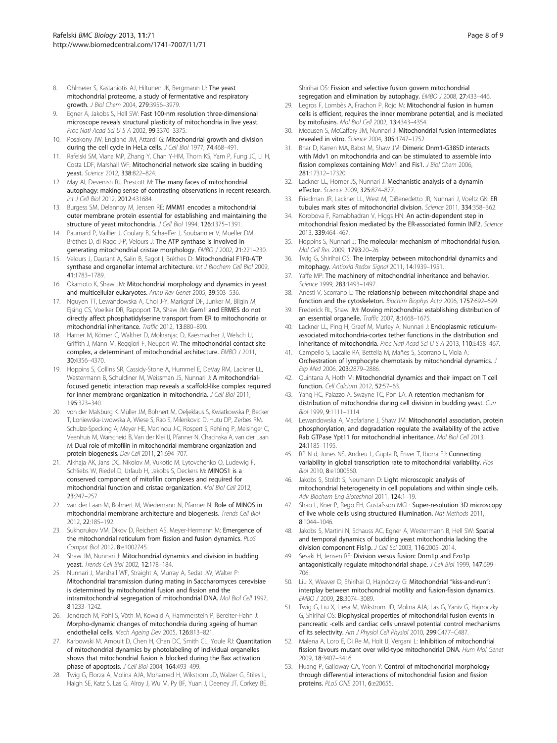8. Ohlmeier S, Kastaniotis AJ, Hiltunen JK, Bergmann U: **The yeast mitochondrial proteome, a study of fermentative and respiratory growth.** *J Biol Chem* 2004, **279**:3956–3979.
9. Egner A, Jakobs S, Hell SW: **Fast 100-nm resolution three-dimensional microscope reveals structural plasticity of mitochondria in live yeast.** *Proc Natl Acad Sci U S A* 2002, **99**:3370–3375.
10. Posakony JW, England JM, Attardi G: **Mitochondrial growth and division during the cell cycle in HeLa cells.** *J Cell Biol* 1977, **74**:468–491.
11. Rafelski SM, Viana MP, Zhang Y, Chan Y-HM, Thorn KS, Yam P, Fung JC, Li H, Costa LDF, Marshall WF: **Mitochondrial network size scaling in budding yeast.** *Science* 2012, **338**:822–824.
12. May AI, Devenish RJ, Prescott M: **The many faces of mitochondrial autophagy: making sense of contrasting observations in recent research.** *Int J Cell Biol* 2012, **2012**:431684.
13. Burgess SM, Delannoy M, Jensen RE: **MMM1 encodes a mitochondrial outer membrane protein essential for establishing and maintaining the structure of yeast mitochondria.** *J Cell Biol* 1994, **126**:1375–1391.
14. Paumard P, Vaillier J, Coulary B, Schaeffer J, Soubannier V, Mueller DM, Brèthes D, di Rago J-P, Velours J: **The ATP synthase is involved in generating mitochondrial cristae morphology.** *EMBO J* 2002, **21**:221–230.
15. Velours J, Dautant A, Salin B, Sagot I, Brèthes D: **Mitochondrial F1F0-ATP synthase and organellar internal architecture.** *Int J Biochem Cell Biol* 2009, **41**:1783–1789.
16. Okamoto K, Shaw JM: **Mitochondrial morphology and dynamics in yeast and multicellular eukaryotes.** *Annu Rev Genet* 2005, **39**:503–536.
17. Nguyen TT, Lewandowska A, Choi J-Y, Markgraf DF, Junker M, Bilgin M, Ejsing CS, Voelker DR, Rapoport TA, Shaw JM: **Gem1 and ERMES do not directly affect phosphatidylserine transport from ER to mitochondria or mitochondrial inheritance.** *Traffic* 2012, **13**:880–890.
18. Harner M, Körner C, Walther D, Mokranjac D, Kaesmacher J, Welsch U, Griffith J, Mann M, Reggiori F, Neupert W: **The mitochondrial contact site complex, a determinant of mitochondrial architecture.** *EMBO J* 2011, **30**:4356–4370.
19. Hoppins S, Collins SR, Cassidy-Stone A, Hummel E, DeVay RM, Lackner LL, Westermann B, Schuldiner M, Weissman JS, Nunnari J: **A mitochondrial-focused genetic interaction map reveals a scaffold-like complex required for inner membrane organization in mitochondria.** *J Cell Biol* 2011, **195**:323–340.
20. von der Malsburg K, Müller JM, Bohnert M, Oeljeklaus S, Kwiatkowska P, Becker T, Loniewska-Lwowska A, Wiese S, Rao S, Milenkovic D, Hutu DP, Zerbes RM, Schulze-Specking A, Meyer HE, Martinou J-C, Rospert S, Rehling P, Meisinger C, Veenhuis M, Warscheid B, Van der Klei IJ, Pfanner N, Chacinska A, van der Laan M: **Dual role of mitofilin in mitochondrial membrane organization and protein biogenesis.** *Dev Cell* 2011, **21**:694–707.
21. Alkhaja AK, Jans DC, Nikolov M, Vukotic M, Lytovchenko O, Ludewig F, Schliebs W, Riedel D, Urlaub H, Jakobs S, Deckers M: **MINOS1 is a conserved component of mitofilin complexes and required for mitochondrial function and cristae organization.** *Mol Biol Cell* 2012, **23**:247–257.
22. van der Laan M, Bohnert M, Wiedemann N, Pfanner N: **Role of MINOS in mitochondrial membrane architecture and biogenesis.** *Trends Cell Biol* 2012, **22**:185–192.
23. Sukhorukov VM, Dikov D, Reichert AS, Meyer-Hermann M: **Emergence of the mitochondrial reticulum from fission and fusion dynamics.** *PLoS Comput Biol* 2012, **8**:e1002745.
24. Shaw JM, Nunnari J: **Mitochondrial dynamics and division in budding yeast.** *Trends Cell Biol* 2002, **12**:178–184.
25. Nunnari J, Marshall WF, Straight A, Murray A, Sedat JW, Walter P: **Mitochondrial transmission during mating in Saccharomyces cerevisiae is determined by mitochondrial fusion and fission and the intramitochondrial segregation of mitochondrial DNA.** *Mol Biol Cell* 1997, **8**:1233–1242.
26. Jendrach M, Pohl S, Vöth M, Kowald A, Hammerstein P, Bereiter-Hahn J: **Morpho-dynamic changes of mitochondria during ageing of human endothelial cells.** *Mech Ageing Dev* 2005, **126**:813–821.
27. Karbowski M, Arnoult D, Chen H, Chan DC, Smith CL, Youle RJ: **Quantitation of mitochondrial dynamics by photolabeling of individual organelles shows that mitochondrial fusion is blocked during the Bax activation phase of apoptosis.** *J Cell Biol* 2004, **164**:493–499.
28. Twig G, Elorza A, Molina AJA, Mohamed H, Wikstrom JD, Walzer G, Stiles L, Haigh SE, Katz S, Las G, Alroy J, Wu M, Py BF, Yuan J, Deeney JT, Corkey BE, Shirihai OS: **Fission and selective fusion govern mitochondrial segregation and elimination by autophagy.** *EMBO J* 2008, **27**:433–446.
29. Legros F, Lombès A, Frachon P, Rojo M: **Mitochondrial fusion in human cells is efficient, requires the inner membrane potential, and is mediated by mitofusins.** *Mol Biol Cell* 2002, **13**:4343–4354.
30. Meeusen S, McCaffery JM, Nunnari J: **Mitochondrial fusion intermediates revealed in vitro.** *Science* 2004, **305**:1747–1752.
31. Bhar D, Karren MA, Babst M, Shaw JM: **Dimeric Dnm1-G385D interacts with Mdv1 on mitochondria and can be stimulated to assemble into fission complexes containing Mdv1 and Fis1.** *J Biol Chem* 2006, **281**:17312–17320.
32. Lackner LL, Horner JS, Nunnari J: **Mechanistic analysis of a dynamin effector.** *Science* 2009, **325**:874–877.
33. Friedman JR, Lackner LL, West M, DiBenedetto JR, Nunnari J, Voeltz GK: **ER tubules mark sites of mitochondrial division.** *Science* 2011, **334**:358–362.
34. Korobova F, Ramabhadran V, Higgs HN: **An actin-dependent step in mitochondrial fission mediated by the ER-associated formin INF2.** *Science* 2013, **339**:464–467.
35. Hoppins S, Nunnari J: **The molecular mechanism of mitochondrial fusion.** *Mol Cell Res* 2009, **1793**:20–26.
36. Twig G, Shirihai OS: **The interplay between mitochondrial dynamics and mitophagy.** *Antioxid Redox Signal* 2011, **14**:1939–1951.
37. Yaffe MP: **The machinery of mitochondrial inheritance and behavior.** *Science* 1999, **283**:1493–1497.
38. Anesti V, Scorrano L: **The relationship between mitochondrial shape and function and the cytoskeleton.** *Biochim Biophys Acta* 2006, **1757**:692–699.
39. Frederick RL, Shaw JM: **Moving mitochondria: establishing distribution of an essential organelle.** *Traffic* 2007, **8**:1668–1675.
40. Lackner LL, Ping H, Graef M, Murley A, Nunnari J: **Endoplasmic reticulum-associated mitochondria-cortex tether functions in the distribution and inheritance of mitochondria.** *Proc Natl Acad Sci U S A* 2013, **110**:E458–467.
41. Campello S, Lacalle RA, Bettella M, Mañes S, Scorrano L, Viola A: **Orchestration of lymphocyte chemotaxis by mitochondrial dynamics.** *J Exp Med* 2006, **203**:2879–2886.
42. Quintana A, Hoth M: **Mitochondrial dynamics and their impact on T cell function.** *Cell Calcium* 2012, **52**:57–63.
43. Yang HC, Palazzo A, Swayne TC, Pon LA: **A retention mechanism for distribution of mitochondria during cell division in budding yeast.** *Curr Biol* 1999, **9**:1111–1114.
44. Lewandowska A, Macfarlane J, Shaw JM: **Mitochondrial association, protein phosphorylation, and degradation regulate the availability of the active Rab GTPase Ypt11 for mitochondrial inheritance.** *Mol Biol Cell* 2013, **24**:1185–1195.
45. RP N d, Jones NS, Andreu L, Gupta R, Enver T, Iborra FJ: **Connecting variability in global transcription rate to mitochondrial variability.** *Plos Biol* 2010, **8**:e1000560.
46. Jakobs S, Stoldt S, Neumann D: **Light microscopic analysis of mitochondrial heterogeneity in cell populations and within single cells.** *Adv Biochem Eng Biotechnol* 2011, **124**:1–19.
47. Shao L, Kner P, Rego EH, Gustafsson MGL: **Super-resolution 3D microscopy of live whole cells using structured illumination.** *Nat Methods* 2011, **8**:1044–1046.
48. Jakobs S, Martini N, Schauss AC, Egner A, Westermann B, Hell SW: **Spatial and temporal dynamics of budding yeast mitochondria lacking the division component Fis1p.** *J Cell Sci* 2003, **116**:2005–2014.
49. Sesaki H, Jensen RE: **Division versus fusion: Dnm1p and Fzo1p antagonistically regulate mitochondrial shape.** *J Cell Biol* 1999, **147**:699–706.
50. Liu X, Weaver D, Shirihai O, Hajnóczky G: **Mitochondrial "kiss-and-run": interplay between mitochondrial motility and fusion-fission dynamics.** *EMBO J* 2009, **28**:3074–3089.
51. Twig G, Liu X, Liesa M, Wikstrom JD, Molina AJA, Las G, Yaniv G, Hajnoczky G, Shirihai OS: **Biophysical properties of mitochondrial fusion events in pancreatic -cells and cardiac cells unravel potential control mechanisms of its selectivity.** *Am J Physiol Cell Physiol* 2010, **299**:C477–C487.
52. Malena A, Loro E, Di Re M, Holt IJ, Vergani L: **Inhibition of mitochondrial fission favours mutant over wild-type mitochondrial DNA.** *Hum Mol Genet* 2009, **18**:3407–3416.
53. Huang P, Galloway CA, Yoon Y: **Control of mitochondrial morphology through differential interactions of mitochondrial fusion and fission proteins.** *PLoS ONE* 2011, **6**:e20655.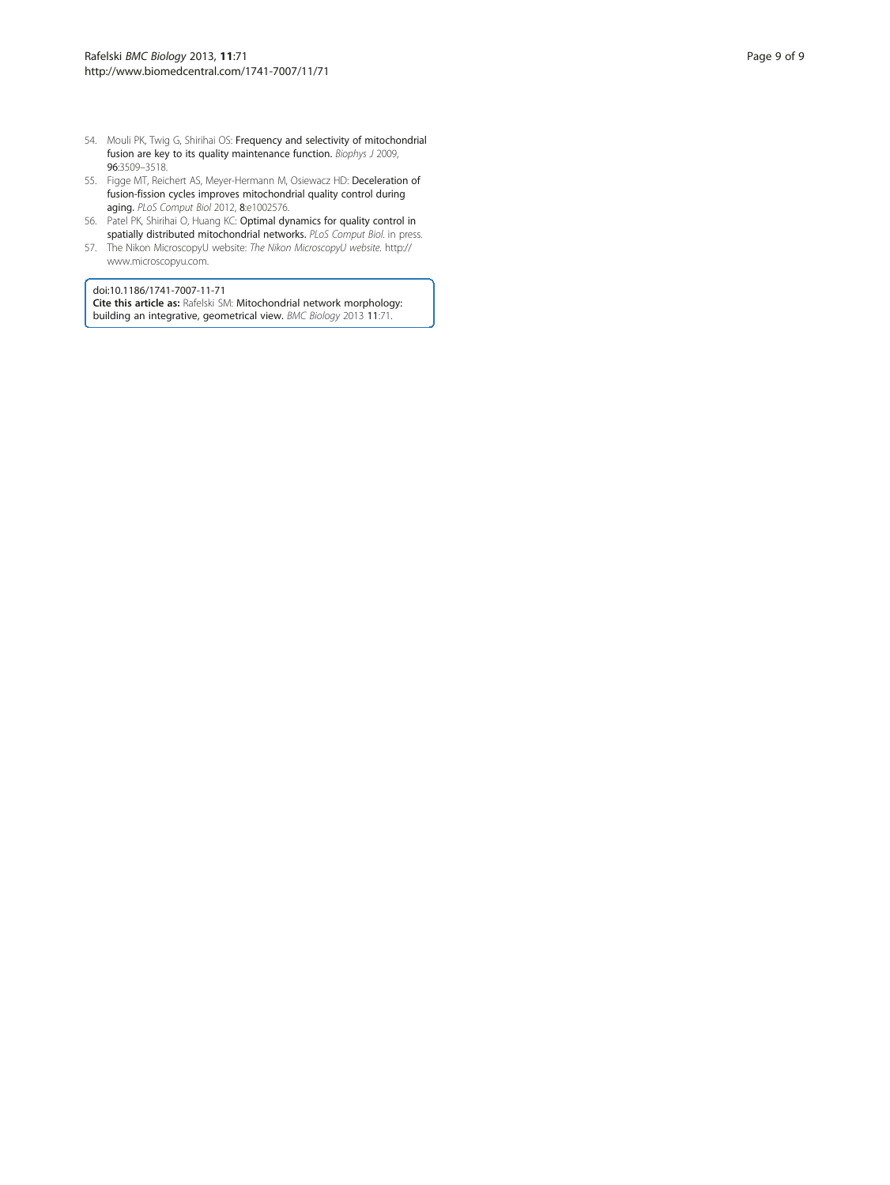54. Mouli PK, Twig G, Shirihai OS: **Frequency and selectivity of mitochondrial fusion are key to its quality maintenance function.** *Biophys J* 2009, **96**:3509–3518.
55. Figge MT, Reichert AS, Meyer-Hermann M, Osiewacz HD: **Deceleration of fusion-fission cycles improves mitochondrial quality control during aging.** *PLoS Comput Biol* 2012, **8**:e1002576.
56. Patel PK, Shirihai O, Huang KC: **Optimal dynamics for quality control in spatially distributed mitochondrial networks.** *PLoS Comput Biol*. in press.
57. The Nikon MicroscopyU website: *The Nikon MicroscopyU website*. http://www.microscopyu.com.

doi:10.1186/1741-7007-11-71
**Cite this article as:** Rafelski SM: Mitochondrial network morphology: building an integrative, geometrical view. *BMC Biology* 2013 **11**:71.